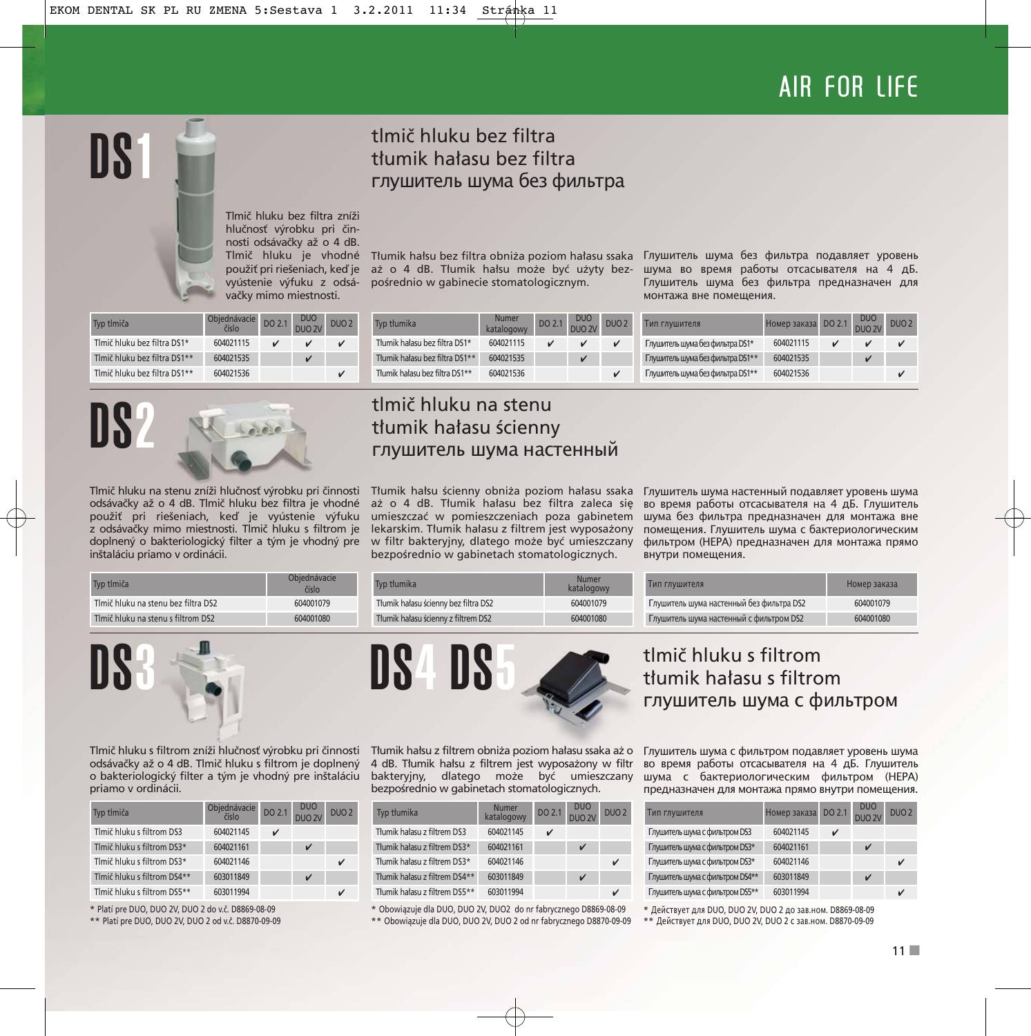# AIR FOR LIFE

## DS1

### tlmič hluku bez filtra
### tłumik hałasu bez filtra
### глушитель шума без фильтра

Tlmič hluku bez filtra zníži hlučnosť výrobku pri činnosti odsávačky až o 4 dB. Tlmič hluku je vhodné použiť pri riešeniach, keď je vyústenie výfuku z odsávačky mimo miestnosti.

| Typ tlmiča | Objednávacie číslo | DO 2.1 | DUO DUO 2V | DUO 2 |
|---|---|---|---|---|
| Tlmič hluku bez filtra DS1* | 604021115 | ✔ | ✔ | ✔ |
| Tlmič hluku bez filtra DS1** | 604021535 | | ✔ | |
| Tlmič hluku bez filtra DS1** | 604021536 | | | ✔ |

Tłumik hałsu bez filtra obniża poziom hałasu ssaka aż o 4 dB. Tłumik hałsu może być użyty bezpośrednio w gabinecie stomatologicznym.

| Typ tłumika | Numer katalogowy | DO 2.1 | DUO DUO 2V | DUO 2 |
|---|---|---|---|---|
| Tłumik hałasu bez filtra DS1* | 604021115 | ✔ | ✔ | ✔ |
| Tłumik hałasu bez filtra DS1** | 604021535 | | ✔ | |
| Tłumik hałasu bez filtra DS1** | 604021536 | | | ✔ |

Глушитель шума без фильтра подавляет уровень шума во время работы отсасывателя на 4 дБ. Глушитель шума без фильтра предназначен для монтажа вне помещения.

| Тип глушителя | Номер заказа | DO 2.1 | DUO DUO 2V | DUO 2 |
|---|---|---|---|---|
| Глушитель шума без фильтра DS1* | 604021115 | ✔ | ✔ | ✔ |
| Глушитель шума без фильтра DS1** | 604021535 | | ✔ | |
| Глушитель шума без фильтра DS1** | 604021536 | | | ✔ |

## DS2

### tlmič hluku na stenu
### tłumik hałasu ścienny
### глушитель шума настенный

Tlmič hluku na stenu zníži hlučnosť výrobku pri činnosti odsávačky až o 4 dB. Tlmič hluku bez filtra je vhodné použiť pri riešeniach, keď je vyústenie výfuku z odsávačky mimo miestnosti. Tlmič hluku s filtrom je doplnený o bakteriologický filter a tým je vhodný pre inštaláciu priamo v ordinácii.

| Typ tlmiča | Objednávacie číslo |
|---|---|
| Tlmič hluku na stenu bez filtra DS2 | 604001079 |
| Tlmič hluku na stenu s filtrom DS2 | 604001080 |

Tłumik hałsu ścienny obniża poziom hałasu ssaka aż o 4 dB. Tłumik hałasu bez filtra zaleca się umieszczać w pomieszczeniach poza gabinetem lekarskim. Tłumik hałasu z filtrem jest wyposażony w filtr bakteryjny, dlatego może być umieszczany bezpośrednio w gabinetach stomatologicznych.

| Typ tłumika | Numer katalogowy |
|---|---|
| Tłumik hałasu ścienny bez filtra DS2 | 604001079 |
| Tłumik hałasu ścienny z filtrem DS2 | 604001080 |

Глушитель шума настенный подавляет уровень шума во время работы отсасывателя на 4 дБ. Глушитель шума без фильтра предназначен для монтажа вне помещения. Глушитель шума с бактериологическим фильтром (HEPA) предназначен для монтажа прямо внутри помещения.

| Тип глушителя | Номер заказа |
|---|---|
| Глушитель шума настенный без фильтра DS2 | 604001079 |
| Глушитель шума настенный с фильтром DS2 | 604001080 |

## DS3 DS4 DS5

### tlmič hluku s filtrom
### tłumik hałasu s filtrom
### глушитель шума с фильтром

Tlmič hluku s filtrom zníži hlučnosť výrobku pri činnosti odsávačky až o 4 dB. Tlmič hluku s filtrom je doplnený o bakteriologický filter a tým je vhodný pre inštaláciu priamo v ordinácii.

| Typ tlmiča | Objednávacie číslo | DO 2.1 | DUO DUO 2V | DUO 2 |
|---|---|---|---|---|
| Tlmič hluku s filtrom DS3 | 604021145 | ✔ | | |
| Tlmič hluku s filtrom DS3* | 604021161 | | ✔ | |
| Tlmič hluku s filtrom DS3* | 604021146 | | | ✔ |
| Tlmič hluku s filtrom DS4** | 603011849 | | ✔ | |
| Tlmič hluku s filtrom DS5** | 603011994 | | | ✔ |

\* Platí pre DUO, DUO 2V, DUO 2 do v.č. D8869-08-09
\** Platí pre DUO, DUO 2V, DUO 2 od v.č. D8870-09-09

Tłumik hałsu z filtrem obniża poziom hałasu ssaka aż o 4 dB. Tłumik hałsu z filtrem jest wyposażony w filtr bakteryjny, dlatego może być umieszczany bezpośrednio w gabinetach stomatologicznych.

| Typ tłumika | Numer katalogowy | DO 2.1 | DUO DUO 2V | DUO 2 |
|---|---|---|---|---|
| Tłumik hałasu z filtrem DS3 | 604021145 | ✔ | | |
| Tłumik hałasu z filtrem DS3* | 604021161 | | ✔ | |
| Tłumik hałasu z filtrem DS3* | 604021146 | | | ✔ |
| Tłumik hałasu z filtrem DS4** | 603011849 | | ✔ | |
| Tłumik hałasu z filtrem DS5** | 603011994 | | | ✔ |

\* Obowiązuje dla DUO, DUO 2V, DUO2 do nr fabrycznego D8869-08-09
\** Obowiązuje dla DUO, DUO 2V, DUO 2 od nr fabrycznego D8870-09-09

Глушитель шума с фильтром подавляет уровень шума во время работы отсасывателя на 4 дБ. Глушитель шума с бактериологическим фильтром (HEPA) предназначен для монтажа прямо внутри помещения.

| Тип глушителя | Номер заказа | DO 2.1 | DUO DUO 2V | DUO 2 |
|---|---|---|---|---|
| Глушитель шума с фильтром DS3 | 604021145 | ✔ | | |
| Глушитель шума с фильтром DS3* | 604021161 | | ✔ | |
| Глушитель шума с фильтром DS3* | 604021146 | | | ✔ |
| Глушитель шума с фильтром DS4** | 603011849 | | ✔ | |
| Глушитель шума с фильтром DS5** | 603011994 | | | ✔ |

\* Действует для DUO, DUO 2V, DUO 2 до зав.ном. D8869-08-09
\** Действует для DUO, DUO 2V, DUO 2 с зав.ном. D8870-09-09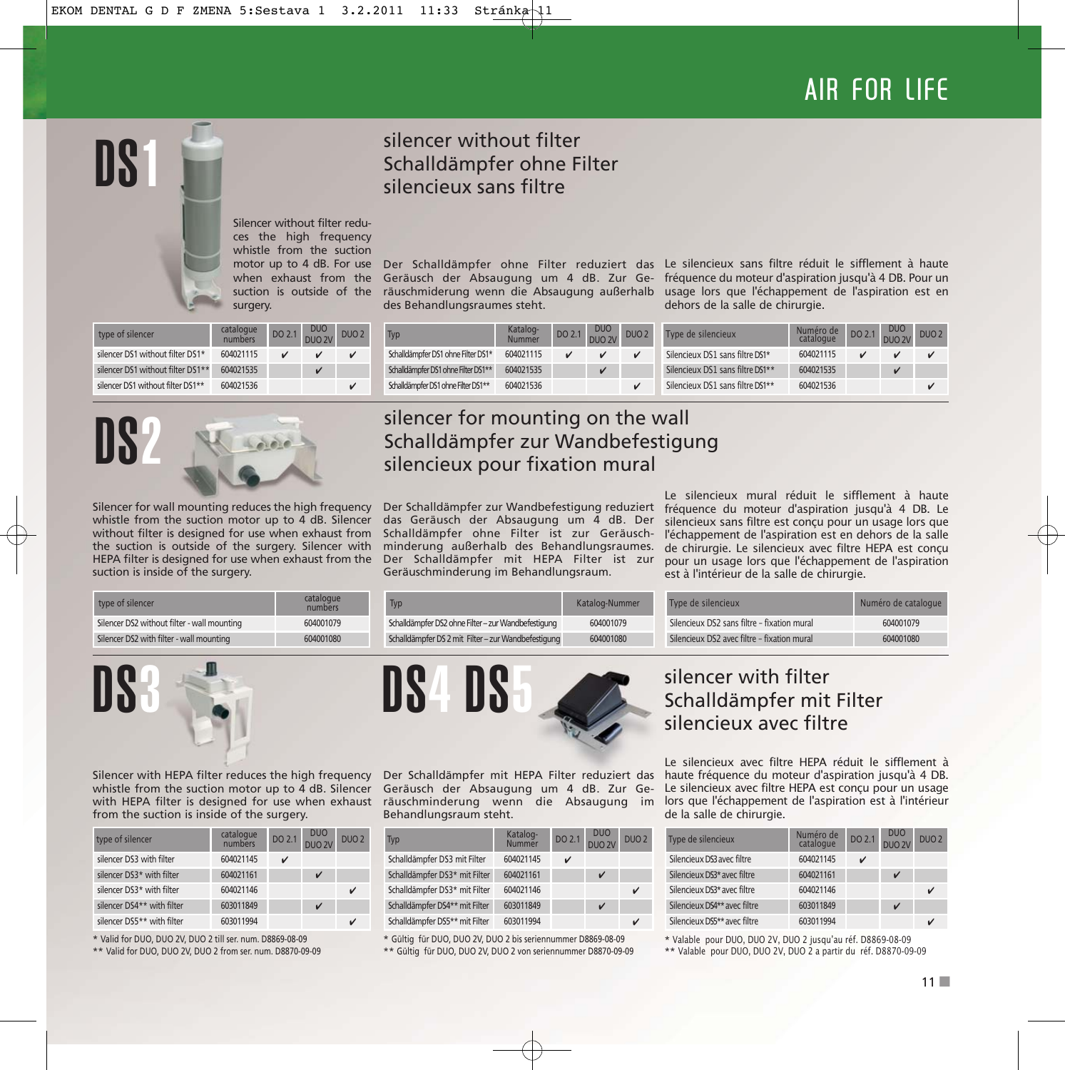# DS1

## silencer without filter
## Schalldämpfer ohne Filter
## silencieux sans filtre

Silencer without filter reduces the high frequency whistle from the suction motor up to 4 dB. For use when exhaust from the suction is outside of the surgery.

Der Schalldämpfer ohne Filter reduziert das Geräusch der Absaugung um 4 dB. Zur Geräuschmiderung wenn die Absaugung außerhalb des Behandlungsraumes steht.

Le silencieux sans filtre réduit le sifflement à haute fréquence du moteur d'aspiration jusqu'à 4 DB. Pour un usage lors que l'échappement de l'aspiration est en dehors de la salle de chirurgie.

| type of silencer | catalogue numbers | DO 2.1 | DUO DUO 2V | DUO 2 |
|---|---|---|---|---|
| silencer DS1 without filter DS1* | 604021115 | ✔ | ✔ | ✔ |
| silencer DS1 without filter DS1** | 604021535 | | ✔ | |
| silencer DS1 without filter DS1** | 604021536 | | | ✔ |

| Typ | Katalog-Nummer | DO 2.1 | DUO DUO 2V | DUO 2 |
|---|---|---|---|---|
| Schalldämpfer DS1 ohne Filter DS1* | 604021115 | ✔ | ✔ | ✔ |
| Schalldämpfer DS1 ohne Filter DS1** | 604021535 | | ✔ | |
| Schalldämpfer DS1 ohne Filter DS1** | 604021536 | | | ✔ |

| Type de silencieux | Numéro de catalogue | DO 2.1 | DUO DUO 2V | DUO 2 |
|---|---|---|---|---|
| Silencieux DS1 sans filtre DS1* | 604021115 | ✔ | ✔ | ✔ |
| Silencieux DS1 sans filtre DS1** | 604021535 | | ✔ | |
| Silencieux DS1 sans filtre DS1** | 604021536 | | | ✔ |

# DS2

## silencer for mounting on the wall
## Schalldämpfer zur Wandbefestigung
## silencieux pour fixation mural

Silencer for wall mounting reduces the high frequency whistle from the suction motor up to 4 dB. Silencer without filter is designed for use when exhaust from the suction is outside of the surgery. Silencer with HEPA filter is designed for use when exhaust from the suction is inside of the surgery.

Der Schalldämpfer zur Wandbefestigung reduziert das Geräusch der Absaugung um 4 dB. Der Schalldämpfer ohne Filter ist zur Geräuschminderung außerhalb des Behandlungsraumes. Der Schalldämpfer mit HEPA Filter ist zur Geräuschminderung im Behandlungsraum.

Le silencieux mural réduit le sifflement à haute fréquence du moteur d'aspiration jusqu'à 4 DB. Le silencieux sans filtre est conçu pour un usage lors que l'échappement de l'aspiration est en dehors de la salle de chirurgie. Le silencieux avec filtre HEPA est conçu pour un usage lors que l'échappement de l'aspiration est à l'intérieur de la salle de chirurgie.

| type of silencer | catalogue numbers |
|---|---|
| Silencer DS2 without filter - wall mounting | 604001079 |
| Silencer DS2 with filter - wall mounting | 604001080 |

| Typ | Katalog-Nummer |
|---|---|
| Schalldämpfer DS2 ohne Filter – zur Wandbefestigung | 604001079 |
| Schalldämpfer DS 2 mit Filter – zur Wandbefestigung | 604001080 |

| Type de silencieux | Numéro de catalogue |
|---|---|
| Silencieux DS2 sans filtre - fixation mural | 604001079 |
| Silencieux DS2 avec filtre - fixation mural | 604001080 |

# DS3

# DS4 DS5

## silencer with filter
## Schalldämpfer mit Filter
## silencieux avec filtre

Silencer with HEPA filter reduces the high frequency whistle from the suction motor up to 4 dB. Silencer with HEPA filter is designed for use when exhaust from the suction is inside of the surgery.

Der Schalldämpfer mit HEPA Filter reduziert das Geräusch der Absaugung um 4 dB. Zur Geräuschminderung wenn die Absaugung im Behandlungsraum steht.

Le silencieux avec filtre HEPA réduit le sifflement à haute fréquence du moteur d'aspiration jusqu'à 4 DB. Le silencieux avec filtre HEPA est conçu pour un usage lors que l'échappement de l'aspiration est à l'intérieur de la salle de chirurgie.

| type of silencer | catalogue numbers | DO 2.1 | DUO DUO 2V | DUO 2 |
|---|---|---|---|---|
| silencer DS3 with filter | 604021145 | ✔ | | |
| silencer DS3* with filter | 604021161 | | ✔ | |
| silencer DS3* with filter | 604021146 | | | ✔ |
| silencer DS4** with filter | 603011849 | | ✔ | |
| silencer DS5** with filter | 603011994 | | | ✔ |

\* Valid for DUO, DUO 2V, DUO 2 till ser. num. D8869-08-09
\*\* Valid for DUO, DUO 2V, DUO 2 from ser. num. D8870-09-09

| Typ | Katalog-Nummer | DO 2.1 | DUO DUO 2V | DUO 2 |
|---|---|---|---|---|
| Schalldämpfer DS3 mit Filter | 604021145 | ✔ | | |
| Schalldämpfer DS3* mit Filter | 604021161 | | ✔ | |
| Schalldämpfer DS3* mit Filter | 604021146 | | | ✔ |
| Schalldämpfer DS4** mit Filter | 603011849 | | ✔ | |
| Schalldämpfer DS5** mit Filter | 603011994 | | | ✔ |

\* Gültig für DUO, DUO 2V, DUO 2 bis seriennummer D8869-08-09
\*\* Gültig für DUO, DUO 2V, DUO 2 von seriennummer D8870-09-09

| Type de silencieux | Numéro de catalogue | DO 2.1 | DUO DUO 2V | DUO 2 |
|---|---|---|---|---|
| Silencieux DS3 avec filtre | 604021145 | ✔ | | |
| Silencieux DS3* avec filtre | 604021161 | | ✔ | |
| Silencieux DS3* avec filtre | 604021146 | | | ✔ |
| Silencieux DS4** avec filtre | 603011849 | | ✔ | |
| Silencieux DS5** avec filtre | 603011994 | | | ✔ |

\* Valable pour DUO, DUO 2V, DUO 2 jusqu'au réf. D8869-08-09
\*\* Valable pour DUO, DUO 2V, DUO 2 a partir du réf. D8870-09-09